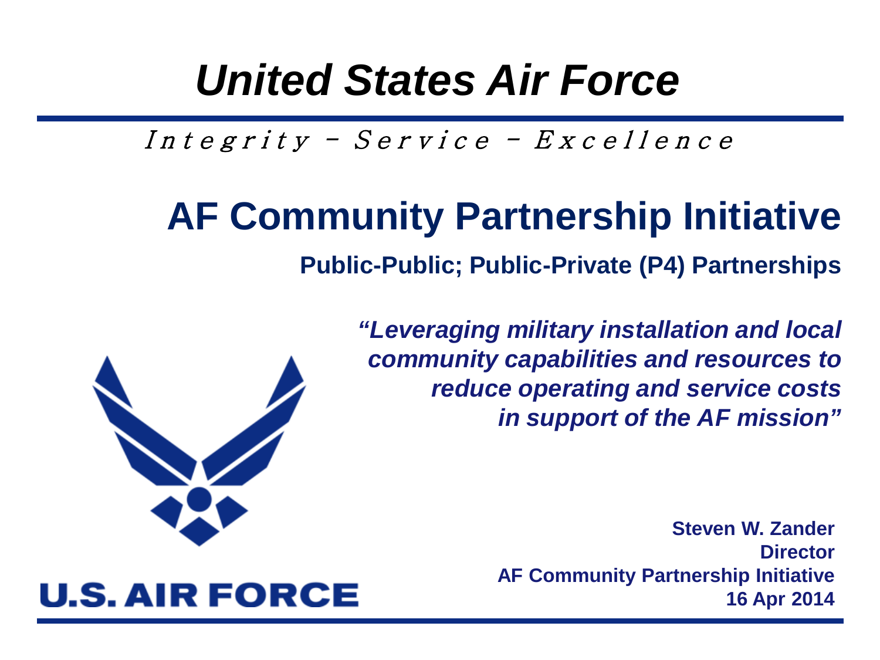# *United States Air Force*

*Integrity - Service - Excellence*

## AF Community Partnership Initiative

**Public-Public; Public-Private (P4) Partnerships**

***"Leveraging military installation and local community capabilities and resources to reduce operating and service costs in support of the AF mission"***

U.S. AIR FORCE

**Steven W. Zander**
**Director**
**AF Community Partnership Initiative**
**16 Apr 2014**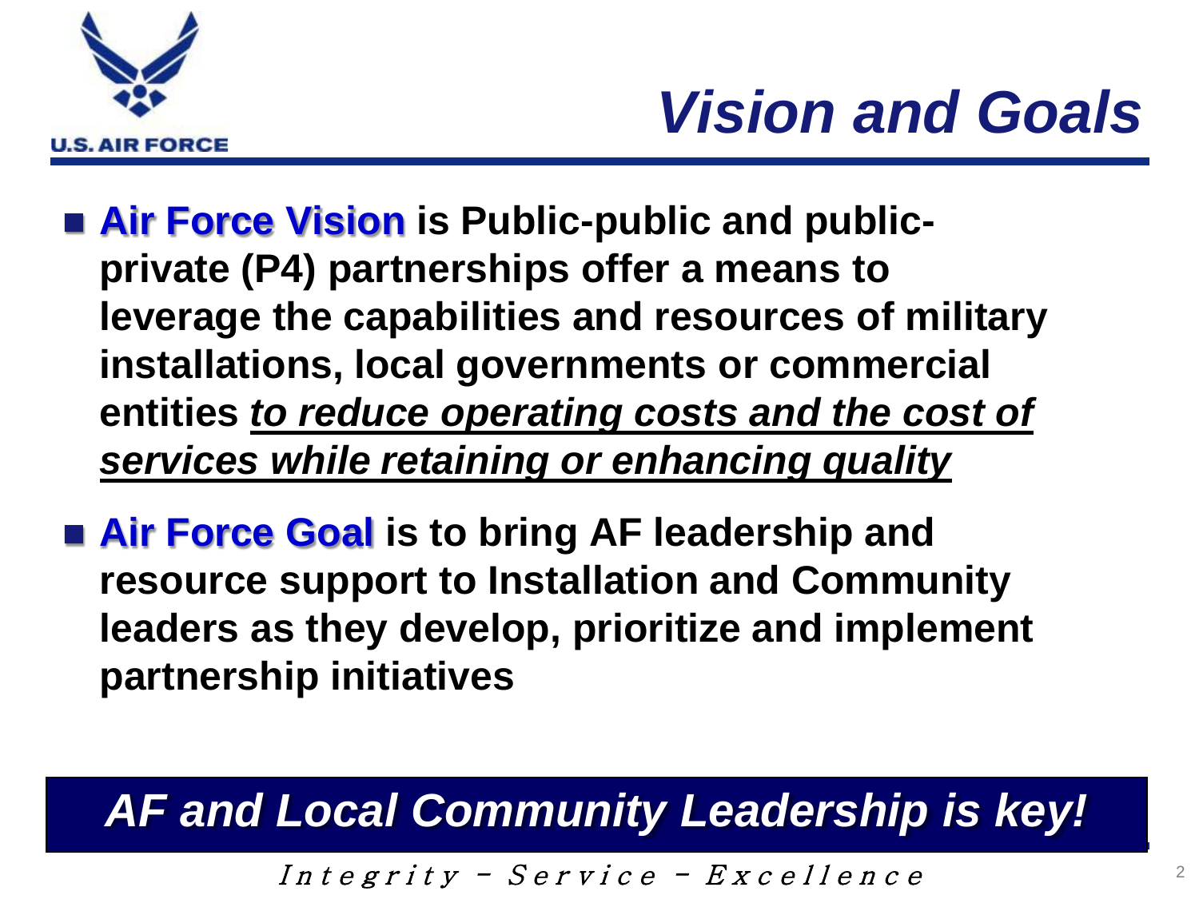# Vision and Goals

- **Air Force Vision is Public-public and public-private (P4) partnerships offer a means to leverage the capabilities and resources of military installations, local governments or commercial entities *to reduce operating costs and the cost of services while retaining or enhancing quality***
- **Air Force Goal is to bring AF leadership and resource support to Installation and Community leaders as they develop, prioritize and implement partnership initiatives**

***AF and Local Community Leadership is key!***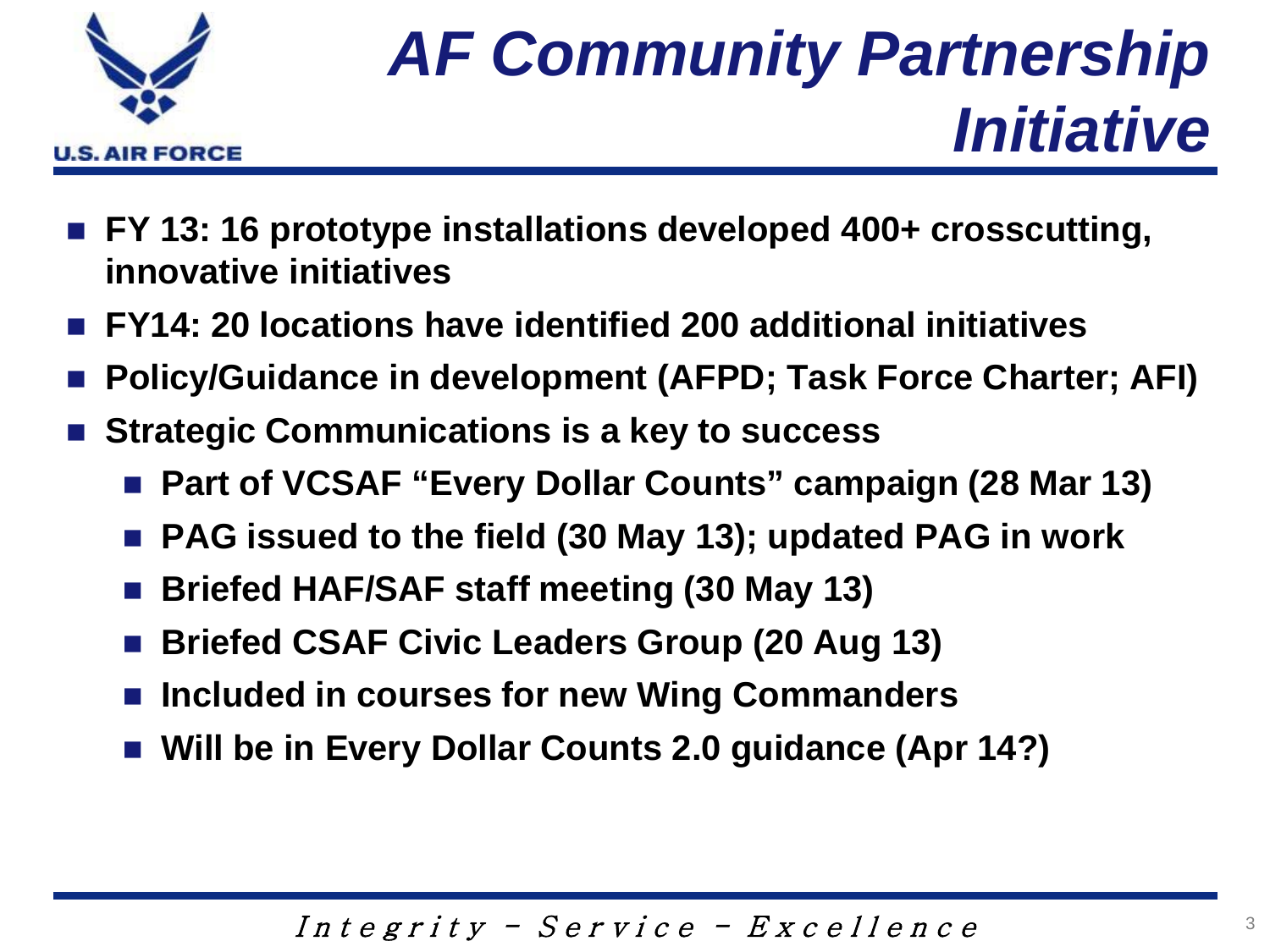# AF Community Partnership Initiative

- **FY 13: 16 prototype installations developed 400+ crosscutting, innovative initiatives**
- **FY14: 20 locations have identified 200 additional initiatives**
- **Policy/Guidance in development (AFPD; Task Force Charter; AFI)**
- **Strategic Communications is a key to success**
  - **Part of VCSAF "Every Dollar Counts" campaign (28 Mar 13)**
  - **PAG issued to the field (30 May 13); updated PAG in work**
  - **Briefed HAF/SAF staff meeting (30 May 13)**
  - **Briefed CSAF Civic Leaders Group (20 Aug 13)**
  - **Included in courses for new Wing Commanders**
  - **Will be in Every Dollar Counts 2.0 guidance (Apr 14?)**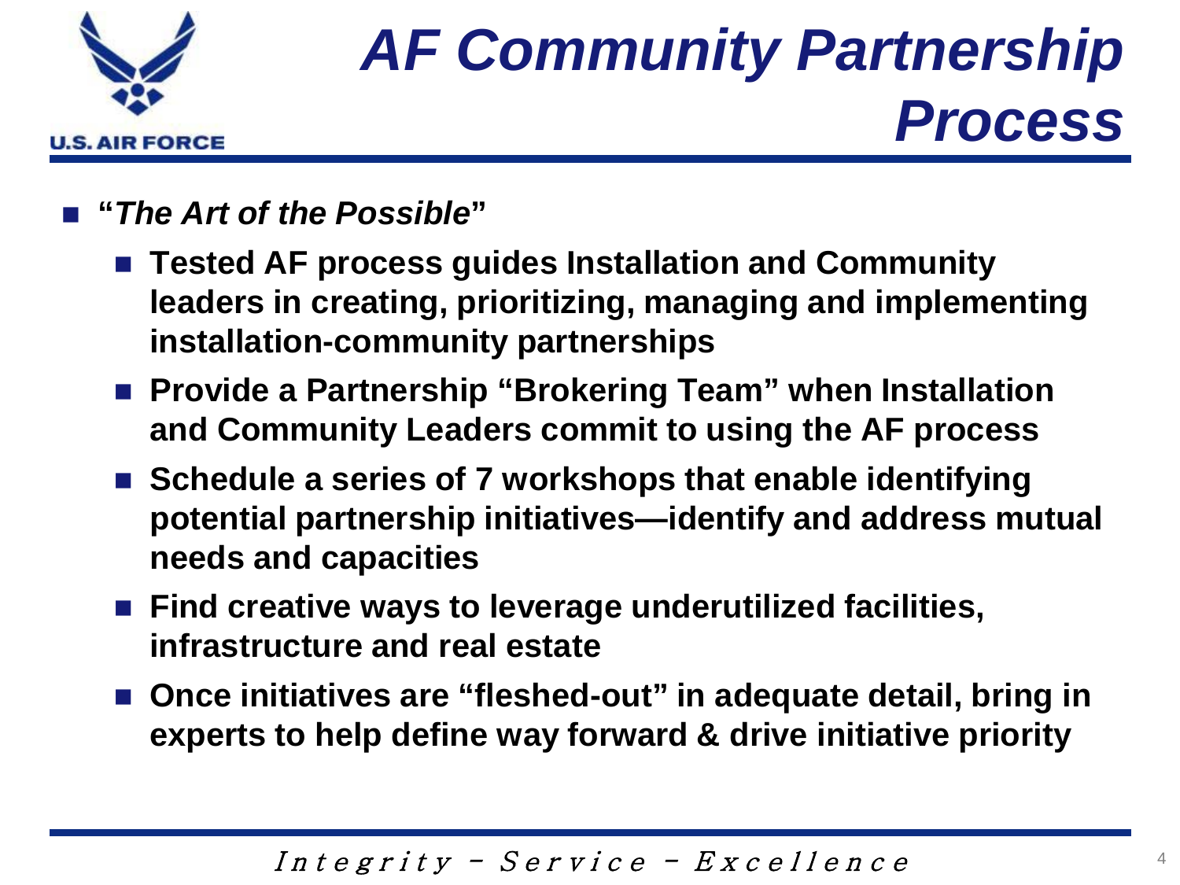# AF Community Partnership Process

- **"*The Art of the Possible*"**
  - **Tested AF process guides Installation and Community leaders in creating, prioritizing, managing and implementing installation-community partnerships**
  - **Provide a Partnership "Brokering Team" when Installation and Community Leaders commit to using the AF process**
  - **Schedule a series of 7 workshops that enable identifying potential partnership initiatives—identify and address mutual needs and capacities**
  - **Find creative ways to leverage underutilized facilities, infrastructure and real estate**
  - **Once initiatives are "fleshed-out" in adequate detail, bring in experts to help define way forward & drive initiative priority**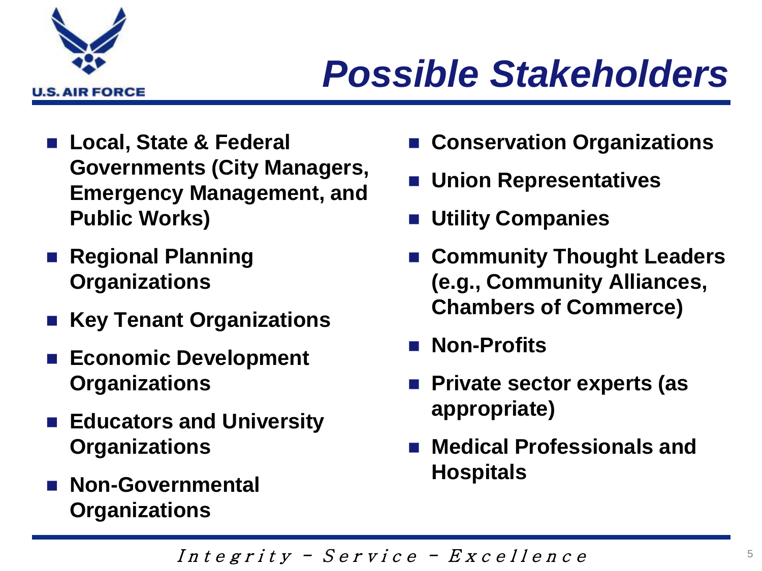# Possible Stakeholders

- **Local, State & Federal Governments (City Managers, Emergency Management, and Public Works)**
- **Regional Planning Organizations**
- **Key Tenant Organizations**
- **Economic Development Organizations**
- **Educators and University Organizations**
- **Non-Governmental Organizations**
- **Conservation Organizations**
- **Union Representatives**
- **Utility Companies**
- **Community Thought Leaders (e.g., Community Alliances, Chambers of Commerce)**
- **Non-Profits**
- **Private sector experts (as appropriate)**
- **Medical Professionals and Hospitals**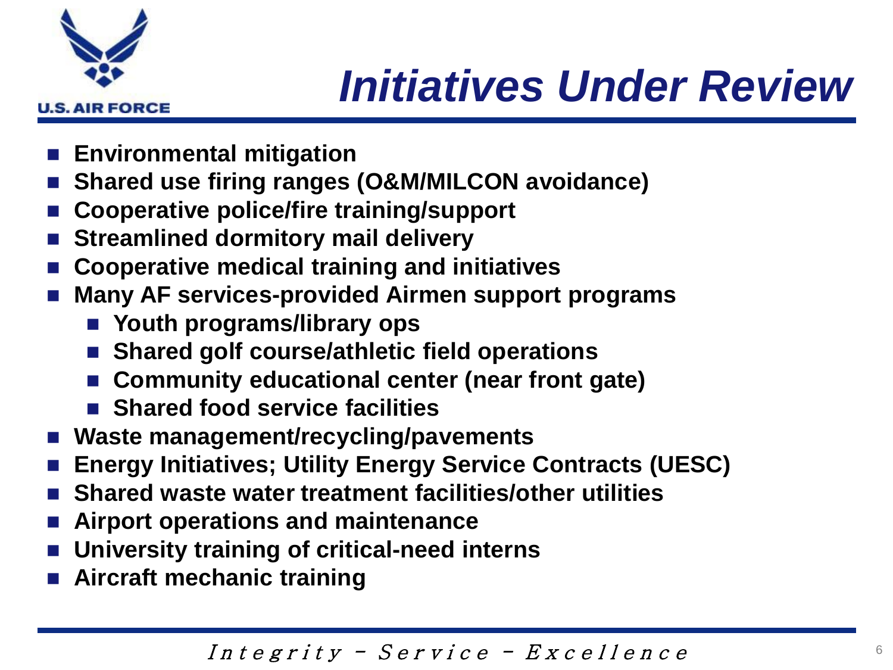# *Initiatives Under Review*

- **Environmental mitigation**
- **Shared use firing ranges (O&M/MILCON avoidance)**
- **Cooperative police/fire training/support**
- **Streamlined dormitory mail delivery**
- **Cooperative medical training and initiatives**
- **Many AF services-provided Airmen support programs**
  - **Youth programs/library ops**
  - **Shared golf course/athletic field operations**
  - **Community educational center (near front gate)**
  - **Shared food service facilities**
- **Waste management/recycling/pavements**
- **Energy Initiatives; Utility Energy Service Contracts (UESC)**
- **Shared waste water treatment facilities/other utilities**
- **Airport operations and maintenance**
- **University training of critical-need interns**
- **Aircraft mechanic training**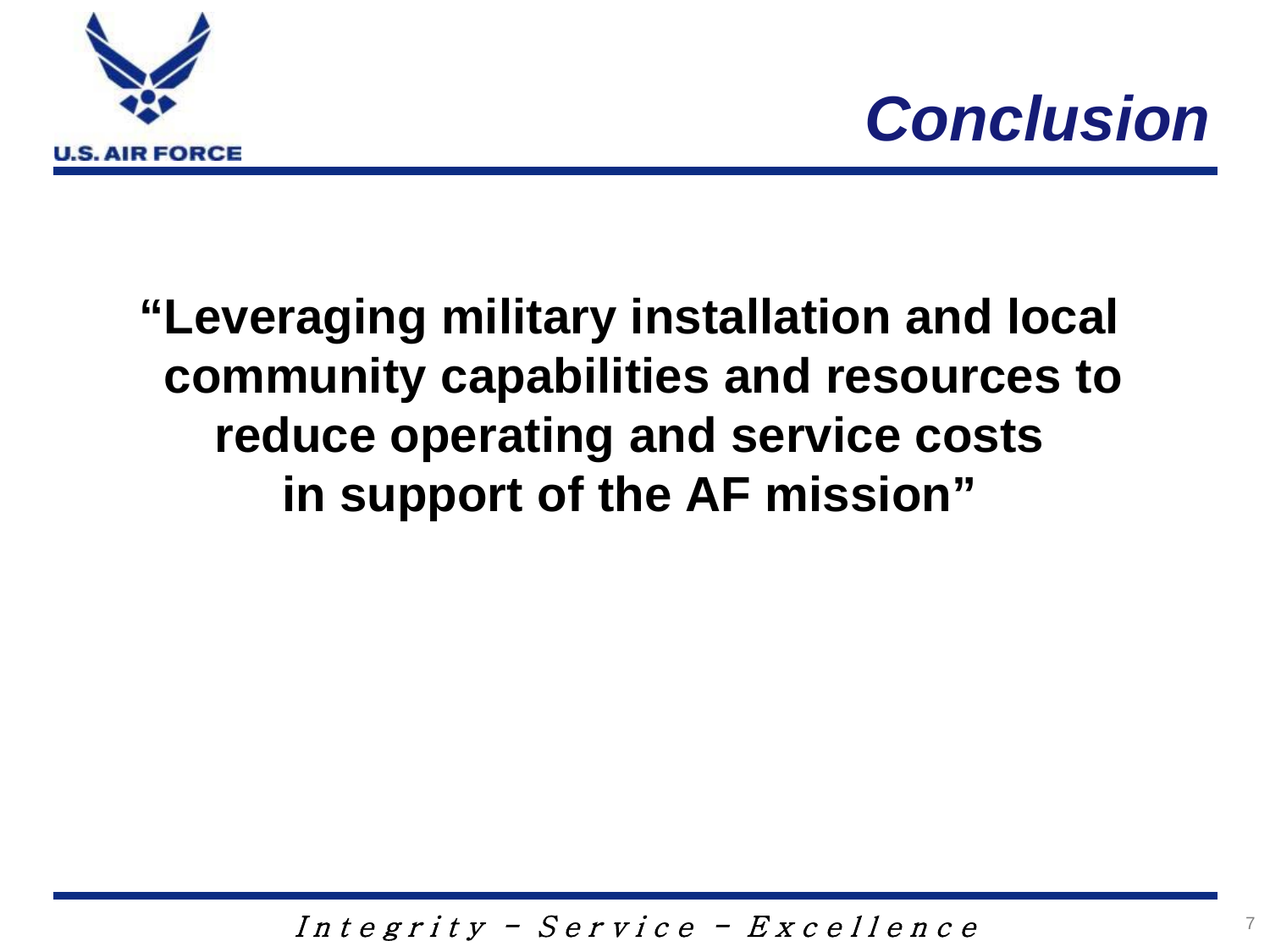# Conclusion

**"Leveraging military installation and local community capabilities and resources to reduce operating and service costs in support of the AF mission"**